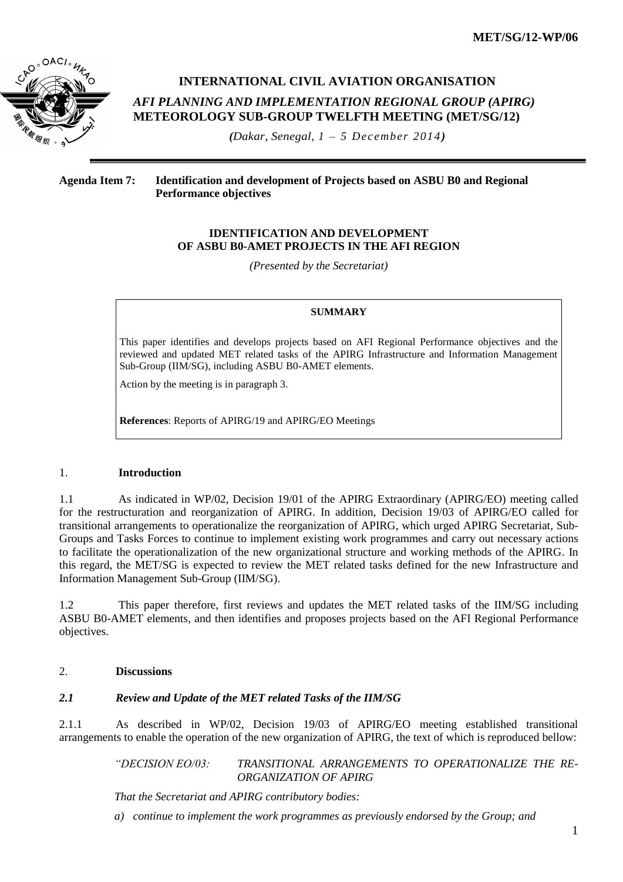MET/SG/12-WP/06

# INTERNATIONAL CIVIL AVIATION ORGANISATION

***AFI PLANNING AND IMPLEMENTATION REGIONAL GROUP (APIRG)***
**METEOROLOGY SUB-GROUP TWELFTH MEETING (MET/SG/12)**

***(****Dakar, Senegal, 1 – 5 December 2014****)***

---

**Agenda Item 7: Identification and development of Projects based on ASBU B0 and Regional Performance objectives**

## IDENTIFICATION AND DEVELOPMENT OF ASBU B0-AMET PROJECTS IN THE AFI REGION

*(Presented by the Secretariat)*

> **SUMMARY**
>
> This paper identifies and develops projects based on AFI Regional Performance objectives and the reviewed and updated MET related tasks of the APIRG Infrastructure and Information Management Sub-Group (IIM/SG), including ASBU B0-AMET elements.
>
> Action by the meeting is in paragraph 3.
>
> **References**: Reports of APIRG/19 and APIRG/EO Meetings

## 1. Introduction

1.1 As indicated in WP/02, Decision 19/01 of the APIRG Extraordinary (APIRG/EO) meeting called for the restructuration and reorganization of APIRG. In addition, Decision 19/03 of APIRG/EO called for transitional arrangements to operationalize the reorganization of APIRG, which urged APIRG Secretariat, Sub-Groups and Tasks Forces to continue to implement existing work programmes and carry out necessary actions to facilitate the operationalization of the new organizational structure and working methods of the APIRG. In this regard, the MET/SG is expected to review the MET related tasks defined for the new Infrastructure and Information Management Sub-Group (IIM/SG).

1.2 This paper therefore, first reviews and updates the MET related tasks of the IIM/SG including ASBU B0-AMET elements, and then identifies and proposes projects based on the AFI Regional Performance objectives.

## 2. Discussions

### *2.1 Review and Update of the MET related Tasks of the IIM/SG*

2.1.1 As described in WP/02, Decision 19/03 of APIRG/EO meeting established transitional arrangements to enable the operation of the new organization of APIRG, the text of which is reproduced bellow:

*"DECISION EO/03: TRANSITIONAL ARRANGEMENTS TO OPERATIONALIZE THE RE-ORGANIZATION OF APIRG*

*That the Secretariat and APIRG contributory bodies:*

*a) continue to implement the work programmes as previously endorsed by the Group; and*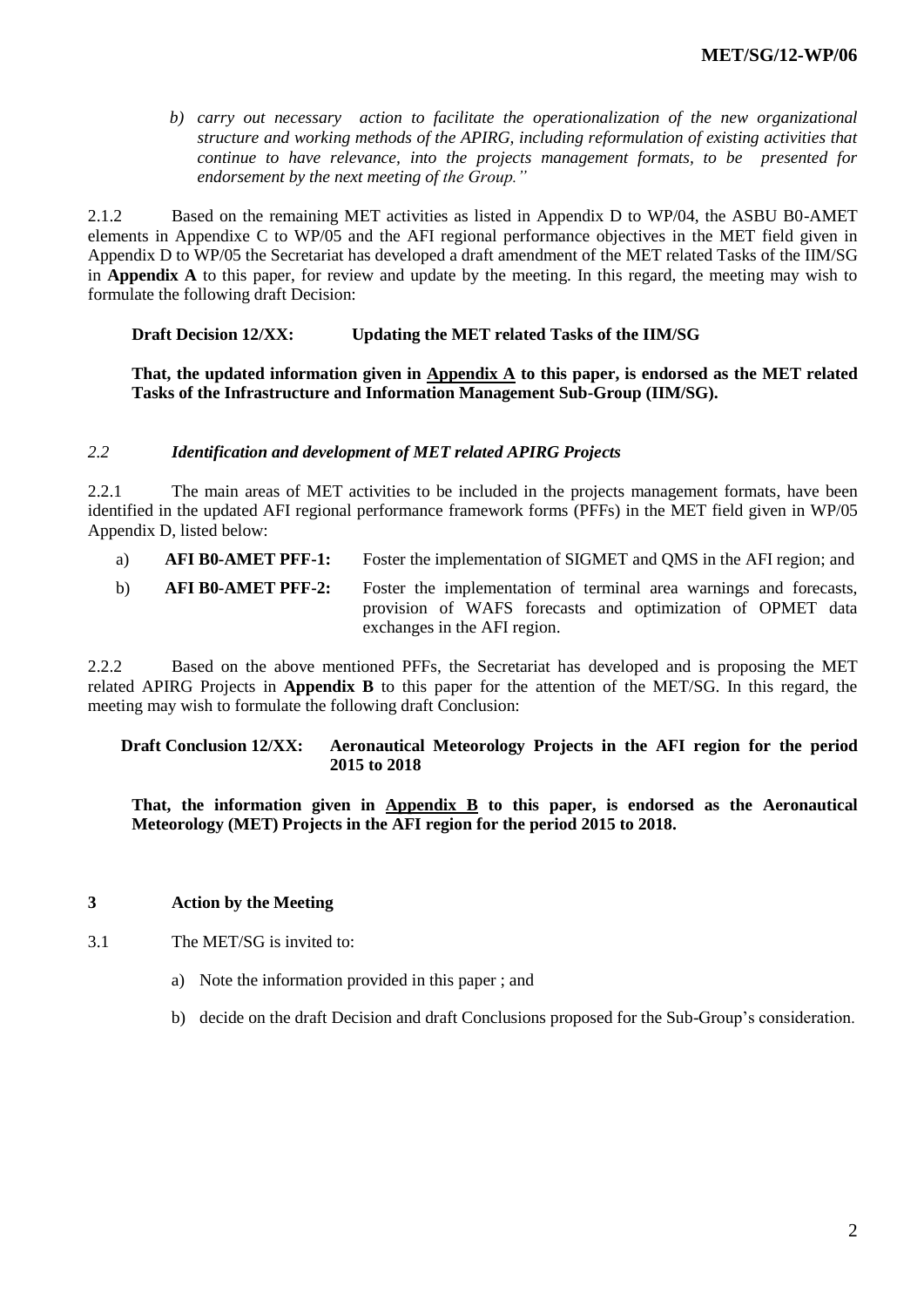*b) carry out necessary action to facilitate the operationalization of the new organizational structure and working methods of the APIRG, including reformulation of existing activities that continue to have relevance, into the projects management formats, to be presented for endorsement by the next meeting of the Group."*

2.1.2 Based on the remaining MET activities as listed in Appendix D to WP/04, the ASBU B0-AMET elements in Appendixe C to WP/05 and the AFI regional performance objectives in the MET field given in Appendix D to WP/05 the Secretariat has developed a draft amendment of the MET related Tasks of the IIM/SG in **Appendix A** to this paper, for review and update by the meeting. In this regard, the meeting may wish to formulate the following draft Decision:

**Draft Decision 12/XX: Updating the MET related Tasks of the IIM/SG**

**That, the updated information given in Appendix A to this paper, is endorsed as the MET related Tasks of the Infrastructure and Information Management Sub-Group (IIM/SG).**

### *2.2 Identification and development of MET related APIRG Projects*

2.2.1 The main areas of MET activities to be included in the projects management formats, have been identified in the updated AFI regional performance framework forms (PFFs) in the MET field given in WP/05 Appendix D, listed below:

a) **AFI B0-AMET PFF-1:** Foster the implementation of SIGMET and QMS in the AFI region; and

b) **AFI B0-AMET PFF-2:** Foster the implementation of terminal area warnings and forecasts, provision of WAFS forecasts and optimization of OPMET data exchanges in the AFI region.

2.2.2 Based on the above mentioned PFFs, the Secretariat has developed and is proposing the MET related APIRG Projects in **Appendix B** to this paper for the attention of the MET/SG. In this regard, the meeting may wish to formulate the following draft Conclusion:

**Draft Conclusion 12/XX: Aeronautical Meteorology Projects in the AFI region for the period 2015 to 2018**

**That, the information given in Appendix B to this paper, is endorsed as the Aeronautical Meteorology (MET) Projects in the AFI region for the period 2015 to 2018.**

## 3 Action by the Meeting

3.1 The MET/SG is invited to:

a) Note the information provided in this paper ; and

b) decide on the draft Decision and draft Conclusions proposed for the Sub-Group's consideration.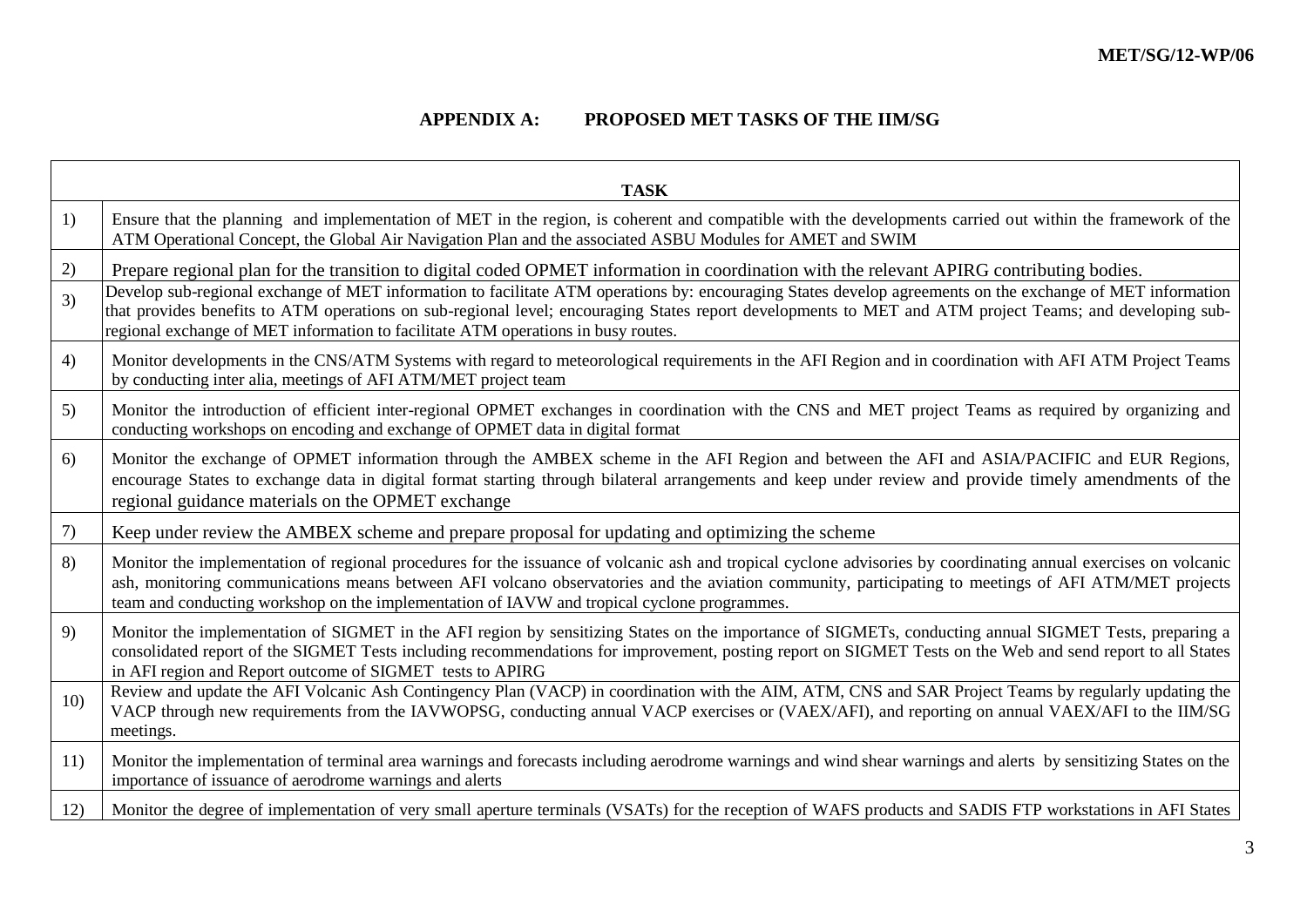## APPENDIX A: PROPOSED MET TASKS OF THE IIM/SG

| | TASK |
|---|---|
| 1) | Ensure that the planning and implementation of MET in the region, is coherent and compatible with the developments carried out within the framework of the ATM Operational Concept, the Global Air Navigation Plan and the associated ASBU Modules for AMET and SWIM |
| 2) | Prepare regional plan for the transition to digital coded OPMET information in coordination with the relevant APIRG contributing bodies. |
| 3) | Develop sub-regional exchange of MET information to facilitate ATM operations by: encouraging States develop agreements on the exchange of MET information that provides benefits to ATM operations on sub-regional level; encouraging States report developments to MET and ATM project Teams; and developing sub-regional exchange of MET information to facilitate ATM operations in busy routes. |
| 4) | Monitor developments in the CNS/ATM Systems with regard to meteorological requirements in the AFI Region and in coordination with AFI ATM Project Teams by conducting inter alia, meetings of AFI ATM/MET project team |
| 5) | Monitor the introduction of efficient inter-regional OPMET exchanges in coordination with the CNS and MET project Teams as required by organizing and conducting workshops on encoding and exchange of OPMET data in digital format |
| 6) | Monitor the exchange of OPMET information through the AMBEX scheme in the AFI Region and between the AFI and ASIA/PACIFIC and EUR Regions, encourage States to exchange data in digital format starting through bilateral arrangements and keep under review and provide timely amendments of the regional guidance materials on the OPMET exchange |
| 7) | Keep under review the AMBEX scheme and prepare proposal for updating and optimizing the scheme |
| 8) | Monitor the implementation of regional procedures for the issuance of volcanic ash and tropical cyclone advisories by coordinating annual exercises on volcanic ash, monitoring communications means between AFI volcano observatories and the aviation community, participating to meetings of AFI ATM/MET projects team and conducting workshop on the implementation of IAVW and tropical cyclone programmes. |
| 9) | Monitor the implementation of SIGMET in the AFI region by sensitizing States on the importance of SIGMETs, conducting annual SIGMET Tests, preparing a consolidated report of the SIGMET Tests including recommendations for improvement, posting report on SIGMET Tests on the Web and send report to all States in AFI region and Report outcome of SIGMET tests to APIRG |
| 10) | Review and update the AFI Volcanic Ash Contingency Plan (VACP) in coordination with the AIM, ATM, CNS and SAR Project Teams by regularly updating the VACP through new requirements from the IAVWOPSG, conducting annual VACP exercises or (VAEX/AFI), and reporting on annual VAEX/AFI to the IIM/SG meetings. |
| 11) | Monitor the implementation of terminal area warnings and forecasts including aerodrome warnings and wind shear warnings and alerts by sensitizing States on the importance of issuance of aerodrome warnings and alerts |
| 12) | Monitor the degree of implementation of very small aperture terminals (VSATs) for the reception of WAFS products and SADIS FTP workstations in AFI States |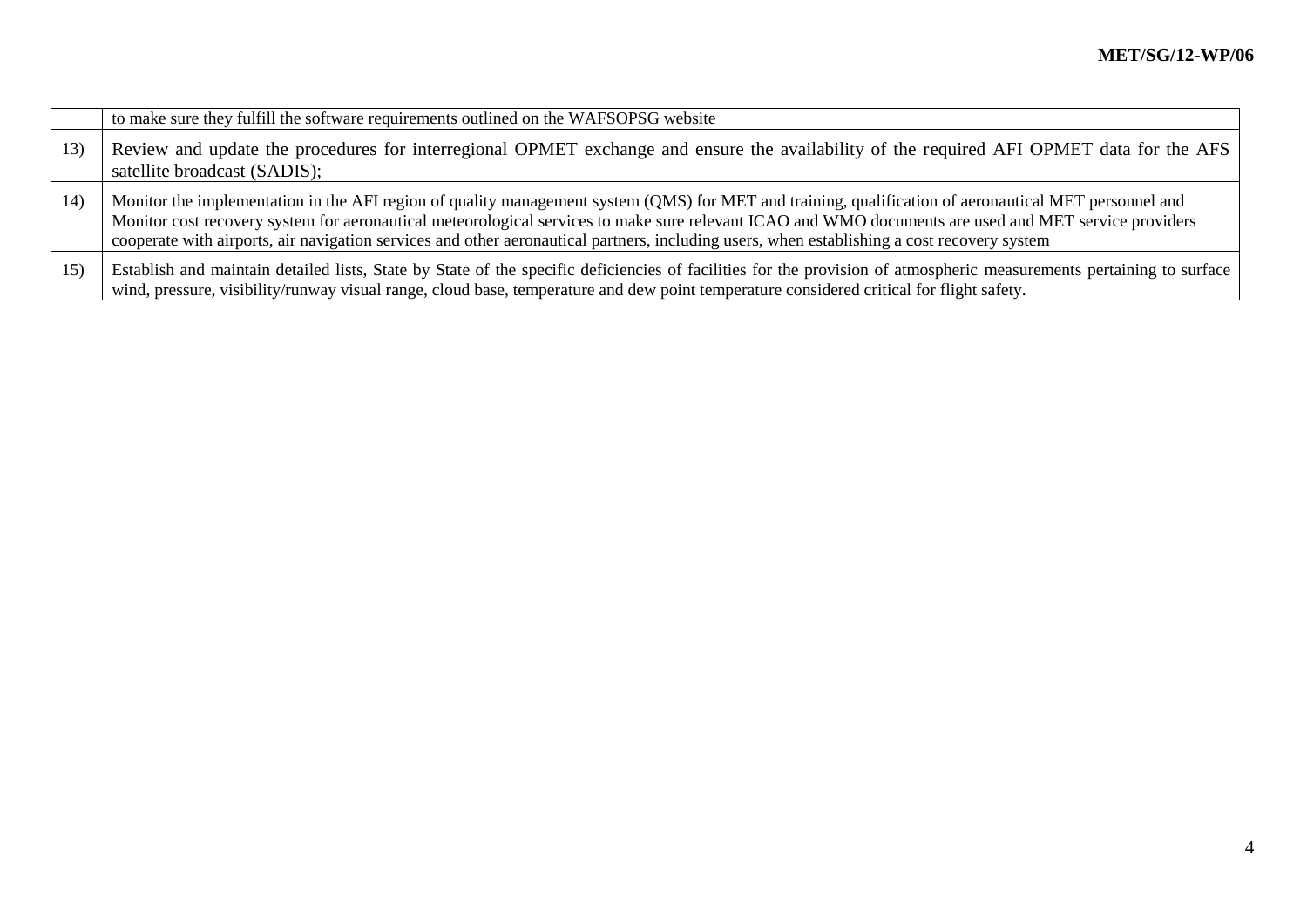| | |
|---|---|
| | to make sure they fulfill the software requirements outlined on the WAFSOPSG website |
| 13) | Review and update the procedures for interregional OPMET exchange and ensure the availability of the required AFI OPMET data for the AFS satellite broadcast (SADIS); |
| 14) | Monitor the implementation in the AFI region of quality management system (QMS) for MET and training, qualification of aeronautical MET personnel and Monitor cost recovery system for aeronautical meteorological services to make sure relevant ICAO and WMO documents are used and MET service providers cooperate with airports, air navigation services and other aeronautical partners, including users, when establishing a cost recovery system |
| 15) | Establish and maintain detailed lists, State by State of the specific deficiencies of facilities for the provision of atmospheric measurements pertaining to surface wind, pressure, visibility/runway visual range, cloud base, temperature and dew point temperature considered critical for flight safety. |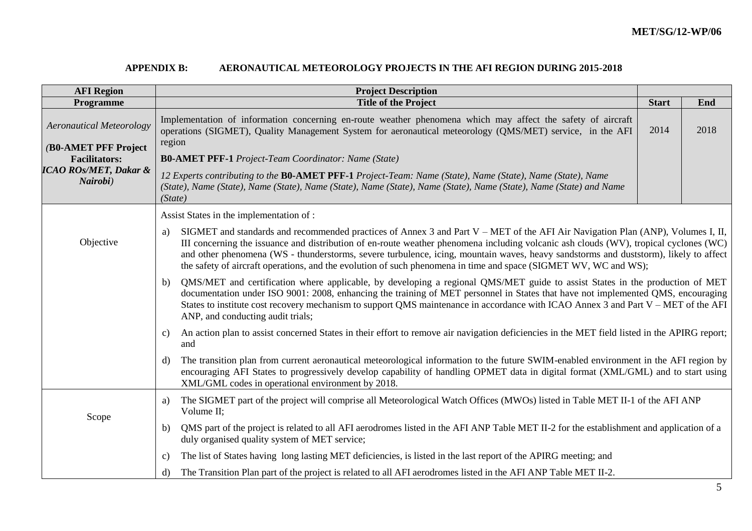**APPENDIX B: AERONAUTICAL METEOROLOGY PROJECTS IN THE AFI REGION DURING 2015-2018**

| AFI Region | Project Description | | |
|---|---|---|---|
| **Programme** | **Title of the Project** | **Start** | **End** |
| *Aeronautical Meteorology* <br><br> *(***B0-AMET PFF Project Facilitators:** ***ICAO ROs/MET, Dakar & Nairobi****)* | Implementation of information concerning en-route weather phenomena which may affect the safety of aircraft operations (SIGMET), Quality Management System for aeronautical meteorology (QMS/MET) service, in the AFI region <br><br> **B0-AMET PFF-1** *Project-Team Coordinator: Name (State)* <br><br> *12 Experts contributing to the* ***B0-AMET PFF-1*** *Project-Team: Name (State), Name (State), Name (State), Name (State), Name (State), Name (State), Name (State), Name (State), Name (State), Name (State), Name (State) and Name (State)* | 2014 | 2018 |
| Objective | Assist States in the implementation of : <br><br> a) SIGMET and standards and recommended practices of Annex 3 and Part V – MET of the AFI Air Navigation Plan (ANP), Volumes I, II, III concerning the issuance and distribution of en-route weather phenomena including volcanic ash clouds (WV), tropical cyclones (WC) and other phenomena (WS - thunderstorms, severe turbulence, icing, mountain waves, heavy sandstorms and duststorm), likely to affect the safety of aircraft operations, and the evolution of such phenomena in time and space (SIGMET WV, WC and WS); <br><br> b) QMS/MET and certification where applicable, by developing a regional QMS/MET guide to assist States in the production of MET documentation under ISO 9001: 2008, enhancing the training of MET personnel in States that have not implemented QMS, encouraging States to institute cost recovery mechanism to support QMS maintenance in accordance with ICAO Annex 3 and Part V – MET of the AFI ANP, and conducting audit trials; <br><br> c) An action plan to assist concerned States in their effort to remove air navigation deficiencies in the MET field listed in the APIRG report; and <br><br> d) The transition plan from current aeronautical meteorological information to the future SWIM-enabled environment in the AFI region by encouraging AFI States to progressively develop capability of handling OPMET data in digital format (XML/GML) and to start using XML/GML codes in operational environment by 2018. | | |
| Scope | a) The SIGMET part of the project will comprise all Meteorological Watch Offices (MWOs) listed in Table MET II-1 of the AFI ANP Volume II; <br><br> b) QMS part of the project is related to all AFI aerodromes listed in the AFI ANP Table MET II-2 for the establishment and application of a duly organised quality system of MET service; <br><br> c) The list of States having long lasting MET deficiencies, is listed in the last report of the APIRG meeting; and <br><br> d) The Transition Plan part of the project is related to all AFI aerodromes listed in the AFI ANP Table MET II-2. | | |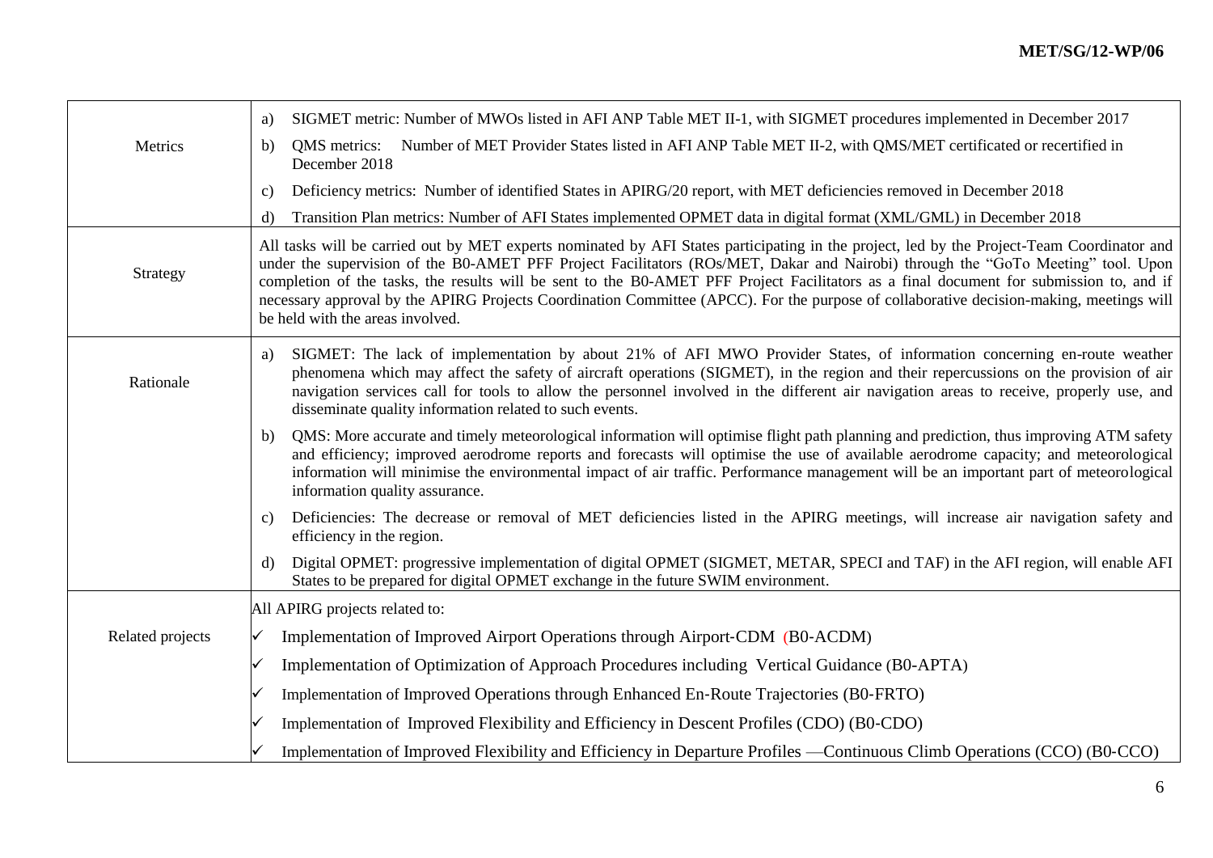| | |
|---|---|
| Metrics | a) SIGMET metric: Number of MWOs listed in AFI ANP Table MET II-1, with SIGMET procedures implemented in December 2017<br>b) QMS metrics: Number of MET Provider States listed in AFI ANP Table MET II-2, with QMS/MET certificated or recertified in December 2018<br>c) Deficiency metrics: Number of identified States in APIRG/20 report, with MET deficiencies removed in December 2018<br>d) Transition Plan metrics: Number of AFI States implemented OPMET data in digital format (XML/GML) in December 2018 |
| Strategy | All tasks will be carried out by MET experts nominated by AFI States participating in the project, led by the Project-Team Coordinator and under the supervision of the B0-AMET PFF Project Facilitators (ROs/MET, Dakar and Nairobi) through the "GoTo Meeting" tool. Upon completion of the tasks, the results will be sent to the B0-AMET PFF Project Facilitators as a final document for submission to, and if necessary approval by the APIRG Projects Coordination Committee (APCC). For the purpose of collaborative decision-making, meetings will be held with the areas involved. |
| Rationale | a) SIGMET: The lack of implementation by about 21% of AFI MWO Provider States, of information concerning en-route weather phenomena which may affect the safety of aircraft operations (SIGMET), in the region and their repercussions on the provision of air navigation services call for tools to allow the personnel involved in the different air navigation areas to receive, properly use, and disseminate quality information related to such events.<br>b) QMS: More accurate and timely meteorological information will optimise flight path planning and prediction, thus improving ATM safety and efficiency; improved aerodrome reports and forecasts will optimise the use of available aerodrome capacity; and meteorological information will minimise the environmental impact of air traffic. Performance management will be an important part of meteorological information quality assurance.<br>c) Deficiencies: The decrease or removal of MET deficiencies listed in the APIRG meetings, will increase air navigation safety and efficiency in the region.<br>d) Digital OPMET: progressive implementation of digital OPMET (SIGMET, METAR, SPECI and TAF) in the AFI region, will enable AFI States to be prepared for digital OPMET exchange in the future SWIM environment. |
| Related projects | All APIRG projects related to:<br>✓ Implementation of Improved Airport Operations through Airport-CDM (B0-ACDM)<br>✓ Implementation of Optimization of Approach Procedures including Vertical Guidance (B0-APTA)<br>✓ Implementation of Improved Operations through Enhanced En-Route Trajectories (B0-FRTO)<br>✓ Implementation of Improved Flexibility and Efficiency in Descent Profiles (CDO) (B0-CDO)<br>✓ Implementation of Improved Flexibility and Efficiency in Departure Profiles —Continuous Climb Operations (CCO) (B0-CCO) |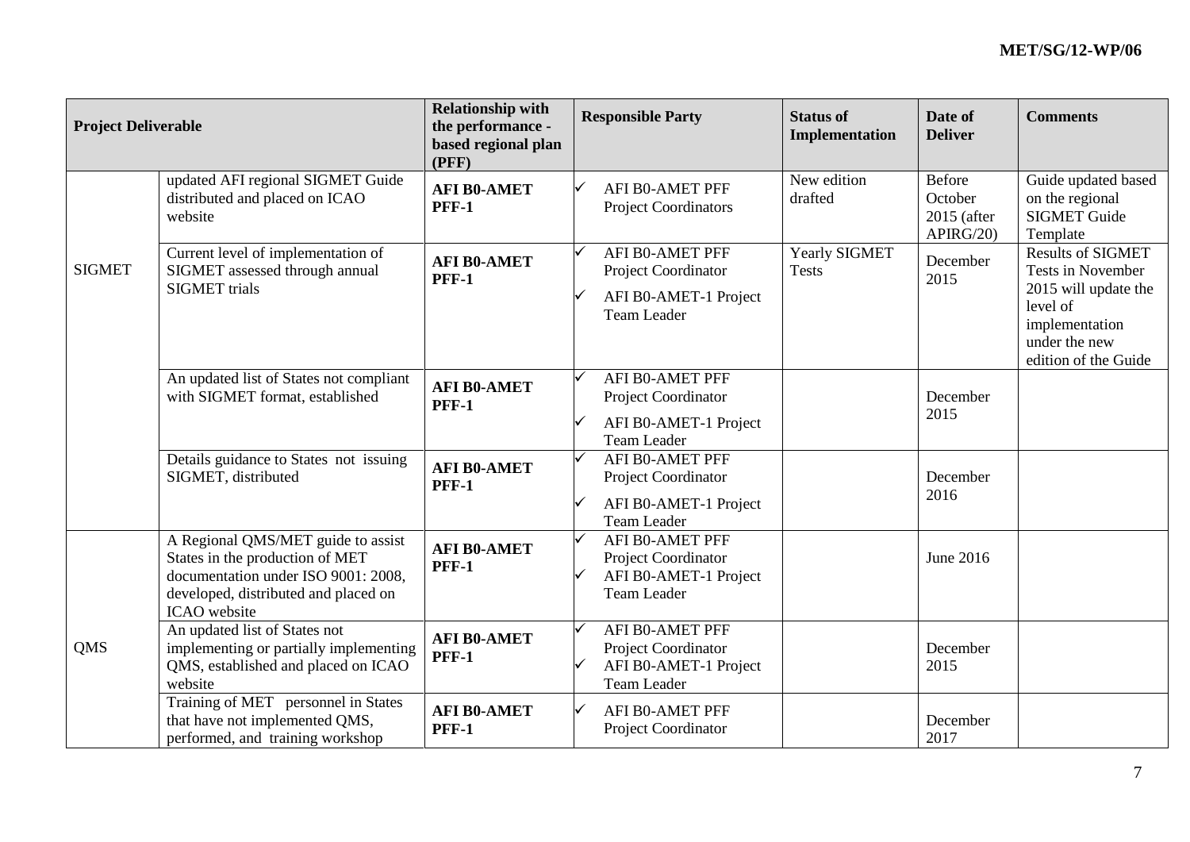| Project Deliverable | | Relationship with the performance - based regional plan (PFF) | Responsible Party | Status of Implementation | Date of Deliver | Comments |
|---|---|---|---|---|---|---|
| SIGMET | updated AFI regional SIGMET Guide distributed and placed on ICAO website | **AFI B0-AMET PFF-1** | ✓ AFI B0-AMET PFF Project Coordinators | New edition drafted | Before October 2015 (after APIRG/20) | Guide updated based on the regional SIGMET Guide Template |
| | Current level of implementation of SIGMET assessed through annual SIGMET trials | **AFI B0-AMET PFF-1** | ✓ AFI B0-AMET PFF Project Coordinator<br>✓ AFI B0-AMET-1 Project Team Leader | Yearly SIGMET Tests | December 2015 | Results of SIGMET Tests in November 2015 will update the level of implementation under the new edition of the Guide |
| | An updated list of States not compliant with SIGMET format, established | **AFI B0-AMET PFF-1** | ✓ AFI B0-AMET PFF Project Coordinator<br>✓ AFI B0-AMET-1 Project Team Leader | | December 2015 | |
| | Details guidance to States not issuing SIGMET, distributed | **AFI B0-AMET PFF-1** | ✓ AFI B0-AMET PFF Project Coordinator<br>✓ AFI B0-AMET-1 Project Team Leader | | December 2016 | |
| QMS | A Regional QMS/MET guide to assist States in the production of MET documentation under ISO 9001: 2008, developed, distributed and placed on ICAO website | **AFI B0-AMET PFF-1** | ✓ AFI B0-AMET PFF Project Coordinator<br>✓ AFI B0-AMET-1 Project Team Leader | | June 2016 | |
| | An updated list of States not implementing or partially implementing QMS, established and placed on ICAO website | **AFI B0-AMET PFF-1** | ✓ AFI B0-AMET PFF Project Coordinator<br>✓ AFI B0-AMET-1 Project Team Leader | | December 2015 | |
| | Training of MET personnel in States that have not implemented QMS, performed, and training workshop | **AFI B0-AMET PFF-1** | ✓ AFI B0-AMET PFF Project Coordinator | | December 2017 | |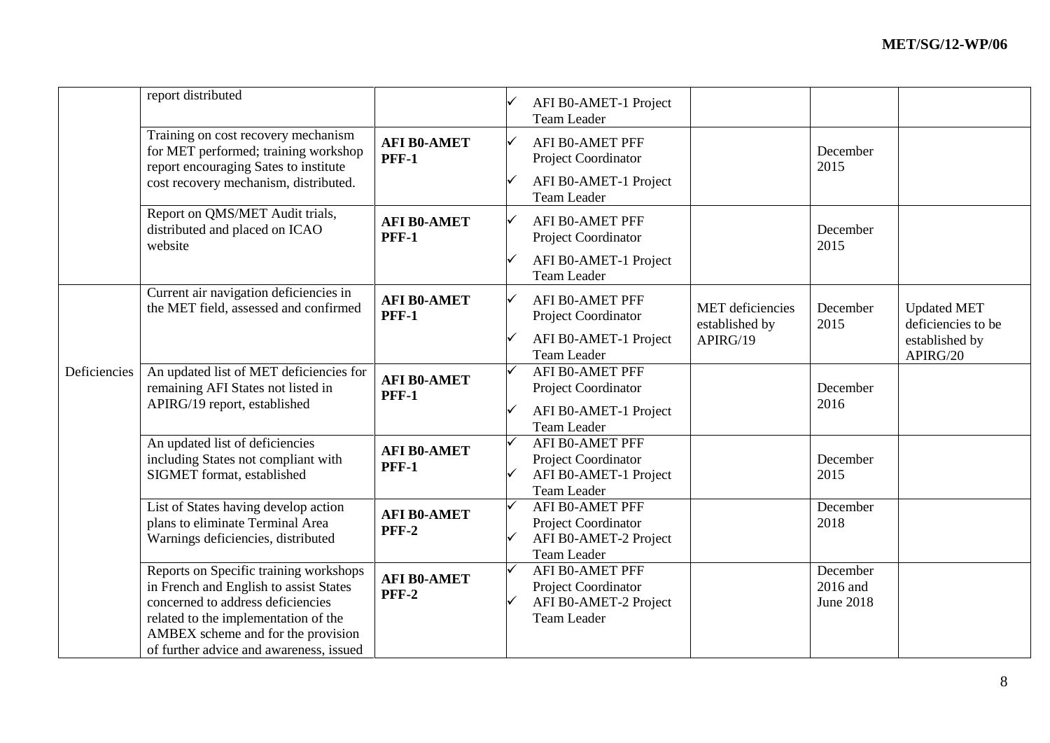| | | | | | | |
|---|---|---|---|---|---|---|
| | report distributed | | ✓ AFI B0-AMET-1 Project Team Leader | | | |
| | Training on cost recovery mechanism for MET performed; training workshop report encouraging Sates to institute cost recovery mechanism, distributed. | **AFI B0-AMET PFF-1** | ✓ AFI B0-AMET PFF Project Coordinator ✓ AFI B0-AMET-1 Project Team Leader | | December 2015 | |
| | Report on QMS/MET Audit trials, distributed and placed on ICAO website | **AFI B0-AMET PFF-1** | ✓ AFI B0-AMET PFF Project Coordinator ✓ AFI B0-AMET-1 Project Team Leader | | December 2015 | |
| Deficiencies | Current air navigation deficiencies in the MET field, assessed and confirmed | **AFI B0-AMET PFF-1** | ✓ AFI B0-AMET PFF Project Coordinator ✓ AFI B0-AMET-1 Project Team Leader | MET deficiencies established by APIRG/19 | December 2015 | Updated MET deficiencies to be established by APIRG/20 |
| | An updated list of MET deficiencies for remaining AFI States not listed in APIRG/19 report, established | **AFI B0-AMET PFF-1** | ✓ AFI B0-AMET PFF Project Coordinator ✓ AFI B0-AMET-1 Project Team Leader | | December 2016 | |
| | An updated list of deficiencies including States not compliant with SIGMET format, established | **AFI B0-AMET PFF-1** | ✓ AFI B0-AMET PFF Project Coordinator ✓ AFI B0-AMET-1 Project Team Leader | | December 2015 | |
| | List of States having develop action plans to eliminate Terminal Area Warnings deficiencies, distributed | **AFI B0-AMET PFF-2** | ✓ AFI B0-AMET PFF Project Coordinator ✓ AFI B0-AMET-2 Project Team Leader | | December 2018 | |
| | Reports on Specific training workshops in French and English to assist States concerned to address deficiencies related to the implementation of the AMBEX scheme and for the provision of further advice and awareness, issued | **AFI B0-AMET PFF-2** | ✓ AFI B0-AMET PFF Project Coordinator ✓ AFI B0-AMET-2 Project Team Leader | | December 2016 and June 2018 | |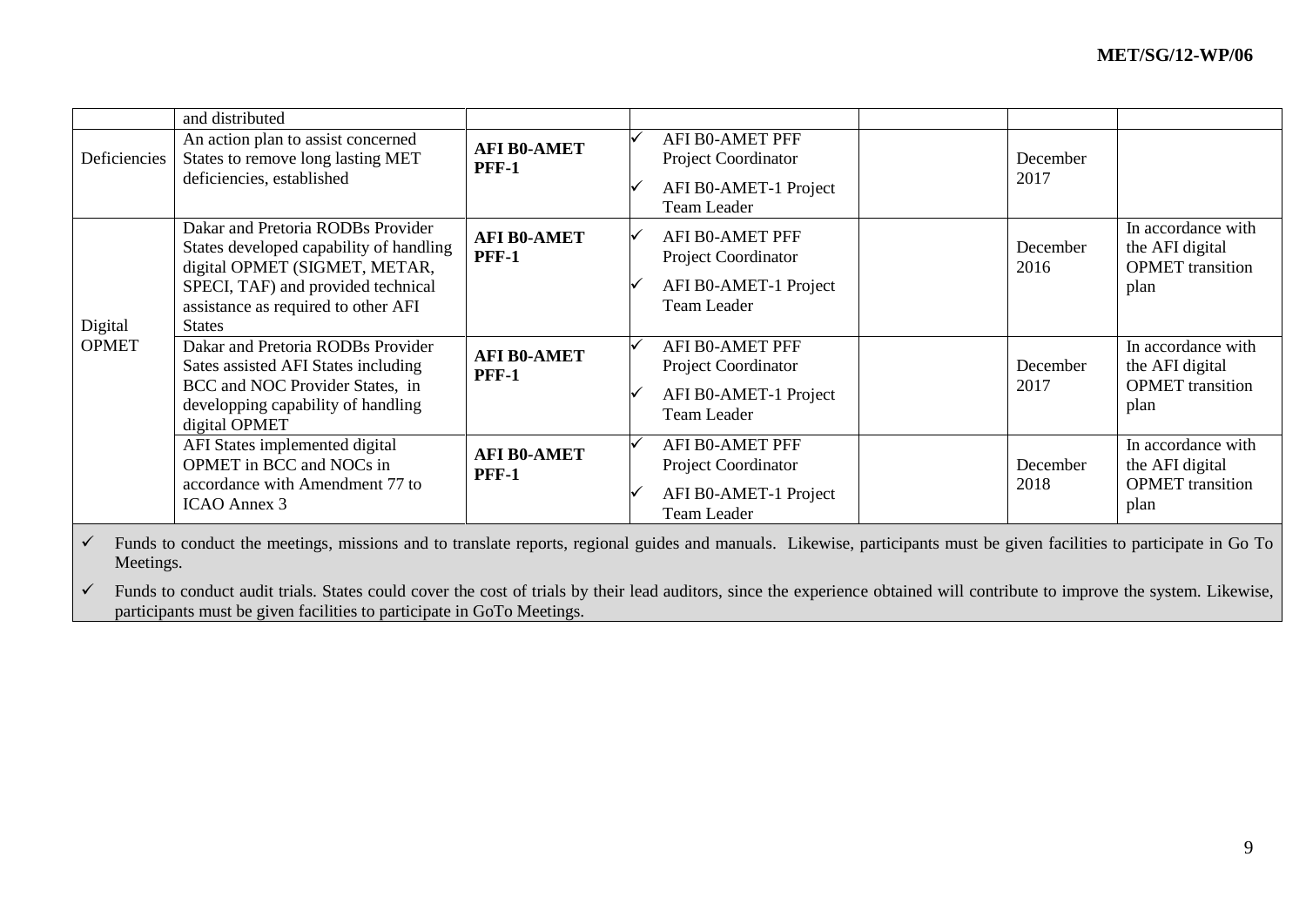| | | | | | | |
|---|---|---|---|---|---|---|
| | and distributed | | | | | |
| Deficiencies | An action plan to assist concerned States to remove long lasting MET deficiencies, established | **AFI B0-AMET PFF-1** | ✓ AFI B0-AMET PFF Project Coordinator<br>✓ AFI B0-AMET-1 Project Team Leader | | December 2017 | |
| Digital OPMET | Dakar and Pretoria RODBs Provider States developed capability of handling digital OPMET (SIGMET, METAR, SPECI, TAF) and provided technical assistance as required to other AFI States | **AFI B0-AMET PFF-1** | ✓ AFI B0-AMET PFF Project Coordinator<br>✓ AFI B0-AMET-1 Project Team Leader | | December 2016 | In accordance with the AFI digital OPMET transition plan |
| | Dakar and Pretoria RODBs Provider Sates assisted AFI States including BCC and NOC Provider States, in developping capability of handling digital OPMET | **AFI B0-AMET PFF-1** | ✓ AFI B0-AMET PFF Project Coordinator<br>✓ AFI B0-AMET-1 Project Team Leader | | December 2017 | In accordance with the AFI digital OPMET transition plan |
| | AFI States implemented digital OPMET in BCC and NOCs in accordance with Amendment 77 to ICAO Annex 3 | **AFI B0-AMET PFF-1** | ✓ AFI B0-AMET PFF Project Coordinator<br>✓ AFI B0-AMET-1 Project Team Leader | | December 2018 | In accordance with the AFI digital OPMET transition plan |

- ✓ Funds to conduct the meetings, missions and to translate reports, regional guides and manuals. Likewise, participants must be given facilities to participate in Go To Meetings.
- ✓ Funds to conduct audit trials. States could cover the cost of trials by their lead auditors, since the experience obtained will contribute to improve the system. Likewise, participants must be given facilities to participate in GoTo Meetings.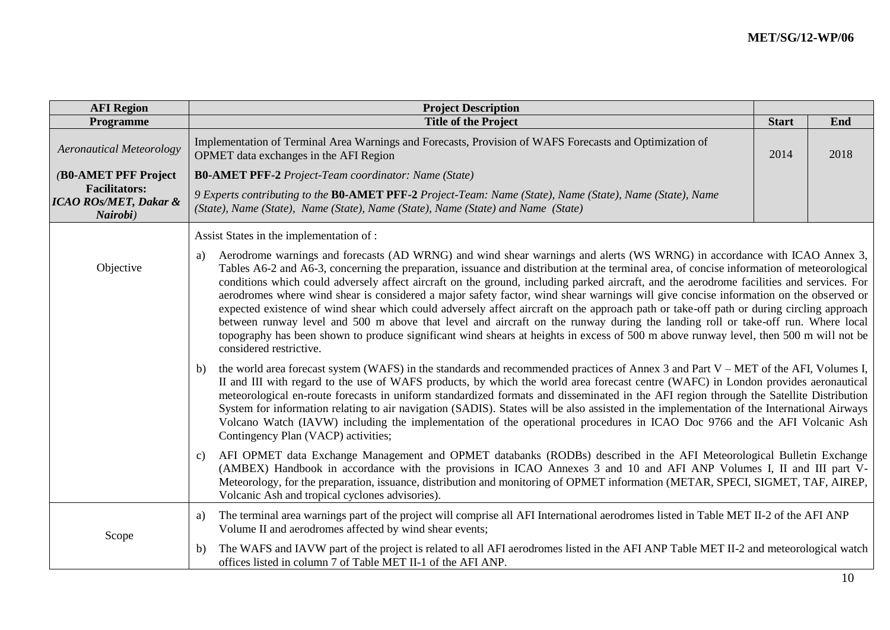| AFI Region | Project Description | | |
|---|---|---|---|
| **Programme** | **Title of the Project** | **Start** | **End** |
| *Aeronautical Meteorology* | Implementation of Terminal Area Warnings and Forecasts, Provision of WAFS Forecasts and Optimization of OPMET data exchanges in the AFI Region | 2014 | 2018 |
| *(***B0-AMET PFF Project Facilitators:** ***ICAO ROs/MET, Dakar & Nairobi****)* | **B0-AMET PFF-2** *Project-Team coordinator: Name (State)*<br><br>*9 Experts contributing to the* **B0-AMET PFF-2** *Project-Team: Name (State), Name (State), Name (State), Name (State), Name (State), Name (State), Name (State) and Name (State)* | | |
| Objective | Assist States in the implementation of :<br><br>a) Aerodrome warnings and forecasts (AD WRNG) and wind shear warnings and alerts (WS WRNG) in accordance with ICAO Annex 3, Tables A6-2 and A6-3, concerning the preparation, issuance and distribution at the terminal area, of concise information of meteorological conditions which could adversely affect aircraft on the ground, including parked aircraft, and the aerodrome facilities and services. For aerodromes where wind shear is considered a major safety factor, wind shear warnings will give concise information on the observed or expected existence of wind shear which could adversely affect aircraft on the approach path or take-off path or during circling approach between runway level and 500 m above that level and aircraft on the runway during the landing roll or take-off run. Where local topography has been shown to produce significant wind shears at heights in excess of 500 m above runway level, then 500 m will not be considered restrictive.<br><br>b) the world area forecast system (WAFS) in the standards and recommended practices of Annex 3 and Part V – MET of the AFI, Volumes I, II and III with regard to the use of WAFS products, by which the world area forecast centre (WAFC) in London provides aeronautical meteorological en-route forecasts in uniform standardized formats and disseminated in the AFI region through the Satellite Distribution System for information relating to air navigation (SADIS). States will be also assisted in the implementation of the International Airways Volcano Watch (IAVW) including the implementation of the operational procedures in ICAO Doc 9766 and the AFI Volcanic Ash Contingency Plan (VACP) activities;<br><br>c) AFI OPMET data Exchange Management and OPMET databanks (RODBs) described in the AFI Meteorological Bulletin Exchange (AMBEX) Handbook in accordance with the provisions in ICAO Annexes 3 and 10 and AFI ANP Volumes I, II and III part V-Meteorology, for the preparation, issuance, distribution and monitoring of OPMET information (METAR, SPECI, SIGMET, TAF, AIREP, Volcanic Ash and tropical cyclones advisories). | | |
| Scope | a) The terminal area warnings part of the project will comprise all AFI International aerodromes listed in Table MET II-2 of the AFI ANP Volume II and aerodromes affected by wind shear events;<br><br>b) The WAFS and IAVW part of the project is related to all AFI aerodromes listed in the AFI ANP Table MET II-2 and meteorological watch offices listed in column 7 of Table MET II-1 of the AFI ANP. | | |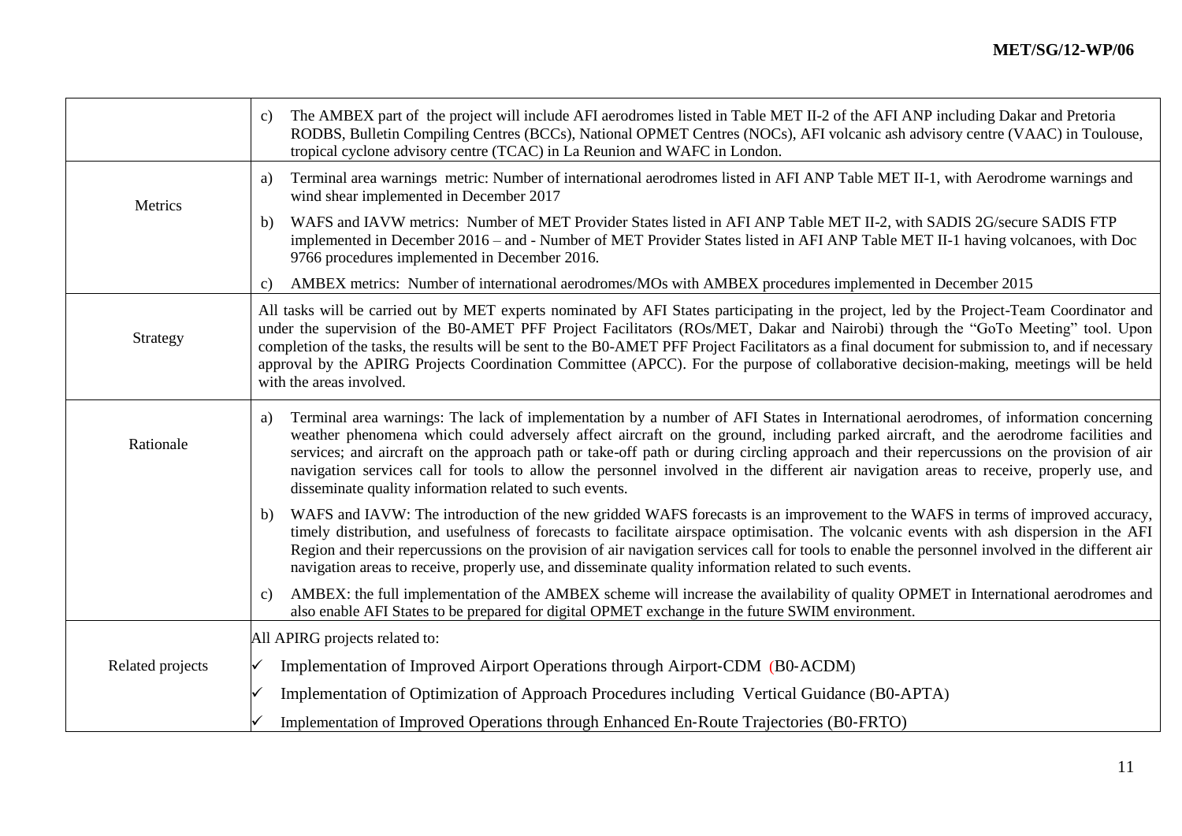| | |
|---|---|
| | c) The AMBEX part of the project will include AFI aerodromes listed in Table MET II-2 of the AFI ANP including Dakar and Pretoria RODBS, Bulletin Compiling Centres (BCCs), National OPMET Centres (NOCs), AFI volcanic ash advisory centre (VAAC) in Toulouse, tropical cyclone advisory centre (TCAC) in La Reunion and WAFC in London. |
| Metrics | a) Terminal area warnings metric: Number of international aerodromes listed in AFI ANP Table MET II-1, with Aerodrome warnings and wind shear implemented in December 2017<br><br>b) WAFS and IAVW metrics: Number of MET Provider States listed in AFI ANP Table MET II-2, with SADIS 2G/secure SADIS FTP implemented in December 2016 – and - Number of MET Provider States listed in AFI ANP Table MET II-1 having volcanoes, with Doc 9766 procedures implemented in December 2016.<br><br>c) AMBEX metrics: Number of international aerodromes/MOs with AMBEX procedures implemented in December 2015 |
| Strategy | All tasks will be carried out by MET experts nominated by AFI States participating in the project, led by the Project-Team Coordinator and under the supervision of the B0-AMET PFF Project Facilitators (ROs/MET, Dakar and Nairobi) through the "GoTo Meeting" tool. Upon completion of the tasks, the results will be sent to the B0-AMET PFF Project Facilitators as a final document for submission to, and if necessary approval by the APIRG Projects Coordination Committee (APCC). For the purpose of collaborative decision-making, meetings will be held with the areas involved. |
| Rationale | a) Terminal area warnings: The lack of implementation by a number of AFI States in International aerodromes, of information concerning weather phenomena which could adversely affect aircraft on the ground, including parked aircraft, and the aerodrome facilities and services; and aircraft on the approach path or take-off path or during circling approach and their repercussions on the provision of air navigation services call for tools to allow the personnel involved in the different air navigation areas to receive, properly use, and disseminate quality information related to such events.<br><br>b) WAFS and IAVW: The introduction of the new gridded WAFS forecasts is an improvement to the WAFS in terms of improved accuracy, timely distribution, and usefulness of forecasts to facilitate airspace optimisation. The volcanic events with ash dispersion in the AFI Region and their repercussions on the provision of air navigation services call for tools to enable the personnel involved in the different air navigation areas to receive, properly use, and disseminate quality information related to such events.<br><br>c) AMBEX: the full implementation of the AMBEX scheme will increase the availability of quality OPMET in International aerodromes and also enable AFI States to be prepared for digital OPMET exchange in the future SWIM environment. |
| Related projects | All APIRG projects related to:<br>✓ Implementation of Improved Airport Operations through Airport-CDM (B0-ACDM)<br>✓ Implementation of Optimization of Approach Procedures including Vertical Guidance (B0-APTA)<br>✓ Implementation of Improved Operations through Enhanced En-Route Trajectories (B0-FRTO) |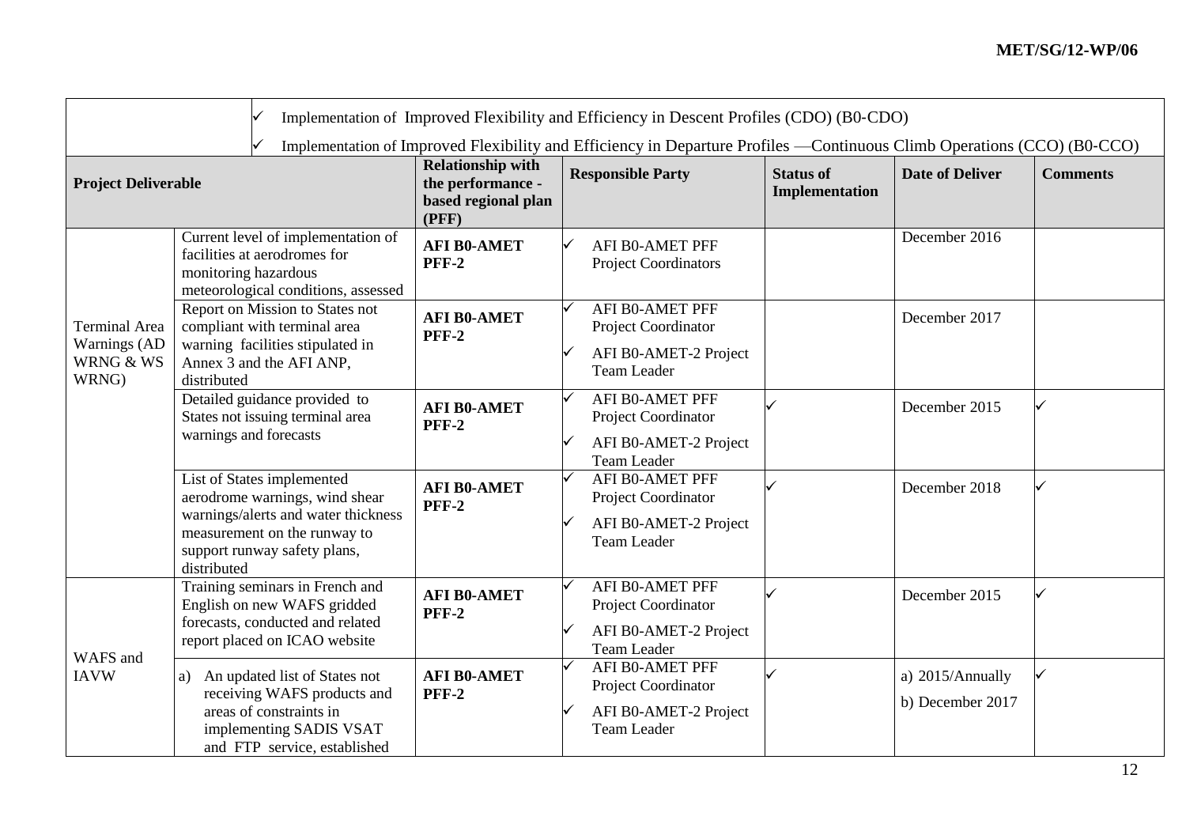| | | | | | | |
|---|---|---|---|---|---|---|
| ✓ Implementation of Improved Flexibility and Efficiency in Descent Profiles (CDO) (B0-CDO) ✓ Implementation of Improved Flexibility and Efficiency in Departure Profiles —Continuous Climb Operations (CCO) (B0-CCO) | | | | | | |
| **Project Deliverable** | | **Relationship with the performance - based regional plan (PFF)** | **Responsible Party** | **Status of Implementation** | **Date of Deliver** | **Comments** |
| Terminal Area Warnings (AD WRNG & WS WRNG) | Current level of implementation of facilities at aerodromes for monitoring hazardous meteorological conditions, assessed | **AFI B0-AMET PFF-2** | ✓ AFI B0-AMET PFF Project Coordinators | | December 2016 | |
| | Report on Mission to States not compliant with terminal area warning facilities stipulated in Annex 3 and the AFI ANP, distributed | **AFI B0-AMET PFF-2** | ✓ AFI B0-AMET PFF Project Coordinator ✓ AFI B0-AMET-2 Project Team Leader | | December 2017 | |
| | Detailed guidance provided to States not issuing terminal area warnings and forecasts | **AFI B0-AMET PFF-2** | ✓ AFI B0-AMET PFF Project Coordinator ✓ AFI B0-AMET-2 Project Team Leader | ✓ | December 2015 | ✓ |
| | List of States implemented aerodrome warnings, wind shear warnings/alerts and water thickness measurement on the runway to support runway safety plans, distributed | **AFI B0-AMET PFF-2** | ✓ AFI B0-AMET PFF Project Coordinator ✓ AFI B0-AMET-2 Project Team Leader | ✓ | December 2018 | ✓ |
| WAFS and IAVW | Training seminars in French and English on new WAFS gridded forecasts, conducted and related report placed on ICAO website | **AFI B0-AMET PFF-2** | ✓ AFI B0-AMET PFF Project Coordinator ✓ AFI B0-AMET-2 Project Team Leader | ✓ | December 2015 | ✓ |
| | a) An updated list of States not receiving WAFS products and areas of constraints in implementing SADIS VSAT and FTP service, established | **AFI B0-AMET PFF-2** | ✓ AFI B0-AMET PFF Project Coordinator ✓ AFI B0-AMET-2 Project Team Leader | ✓ | a) 2015/Annually b) December 2017 | ✓ |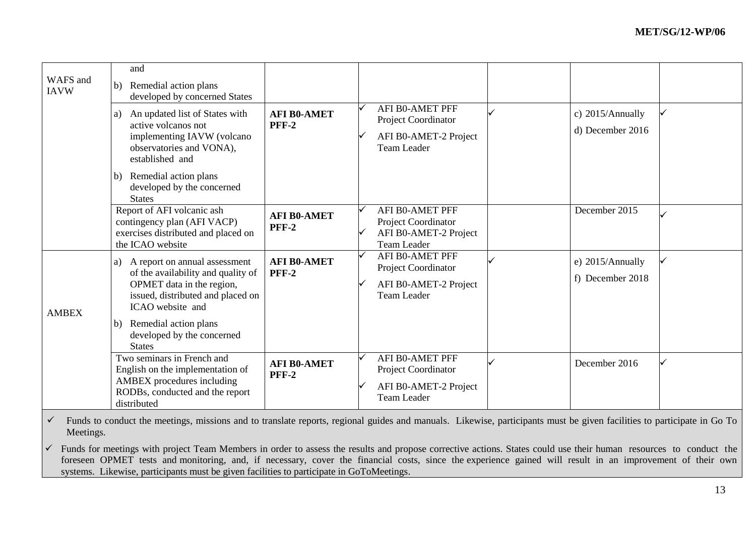| | | | | | | |
|---|---|---|---|---|---|---|
| WAFS and IAVW | and<br>b) Remedial action plans developed by concerned States | | | | | |
| | a) An updated list of States with active volcanos not implementing IAVW (volcano observatories and VONA), established and<br>b) Remedial action plans developed by the concerned States | **AFI B0-AMET PFF-2** | ✓ AFI B0-AMET PFF Project Coordinator<br>✓ AFI B0-AMET-2 Project Team Leader | ✓ | c) 2015/Annually<br>d) December 2016 | ✓ |
| | Report of AFI volcanic ash contingency plan (AFI VACP) exercises distributed and placed on the ICAO website | **AFI B0-AMET PFF-2** | ✓ AFI B0-AMET PFF Project Coordinator<br>✓ AFI B0-AMET-2 Project Team Leader | | December 2015 | ✓ |
| AMBEX | a) A report on annual assessment of the availability and quality of OPMET data in the region, issued, distributed and placed on ICAO website and<br>b) Remedial action plans developed by the concerned States | **AFI B0-AMET PFF-2** | ✓ AFI B0-AMET PFF Project Coordinator<br>✓ AFI B0-AMET-2 Project Team Leader | ✓ | e) 2015/Annually<br>f) December 2018 | ✓ |
| | Two seminars in French and English on the implementation of AMBEX procedures including RODBs, conducted and the report distributed | **AFI B0-AMET PFF-2** | ✓ AFI B0-AMET PFF Project Coordinator<br>✓ AFI B0-AMET-2 Project Team Leader | ✓ | December 2016 | ✓ |

- ✓ Funds to conduct the meetings, missions and to translate reports, regional guides and manuals. Likewise, participants must be given facilities to participate in Go To Meetings.
- ✓ Funds for meetings with project Team Members in order to assess the results and propose corrective actions. States could use their human resources to conduct the foreseen OPMET tests and monitoring, and, if necessary, cover the financial costs, since the experience gained will result in an improvement of their own systems. Likewise, participants must be given facilities to participate in GoToMeetings.